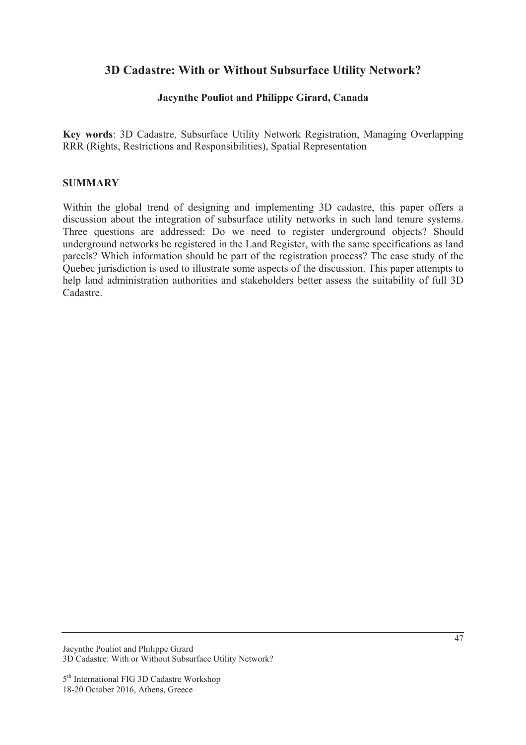# 3D Cadastre: With or Without Subsurface Utility Network?

**Jacynthe Pouliot and Philippe Girard, Canada**

**Key words**: 3D Cadastre, Subsurface Utility Network Registration, Managing Overlapping RRR (Rights, Restrictions and Responsibilities), Spatial Representation

## SUMMARY

Within the global trend of designing and implementing 3D cadastre, this paper offers a discussion about the integration of subsurface utility networks in such land tenure systems. Three questions are addressed: Do we need to register underground objects? Should underground networks be registered in the Land Register, with the same specifications as land parcels? Which information should be part of the registration process? The case study of the Quebec jurisdiction is used to illustrate some aspects of the discussion. This paper attempts to help land administration authorities and stakeholders better assess the suitability of full 3D Cadastre.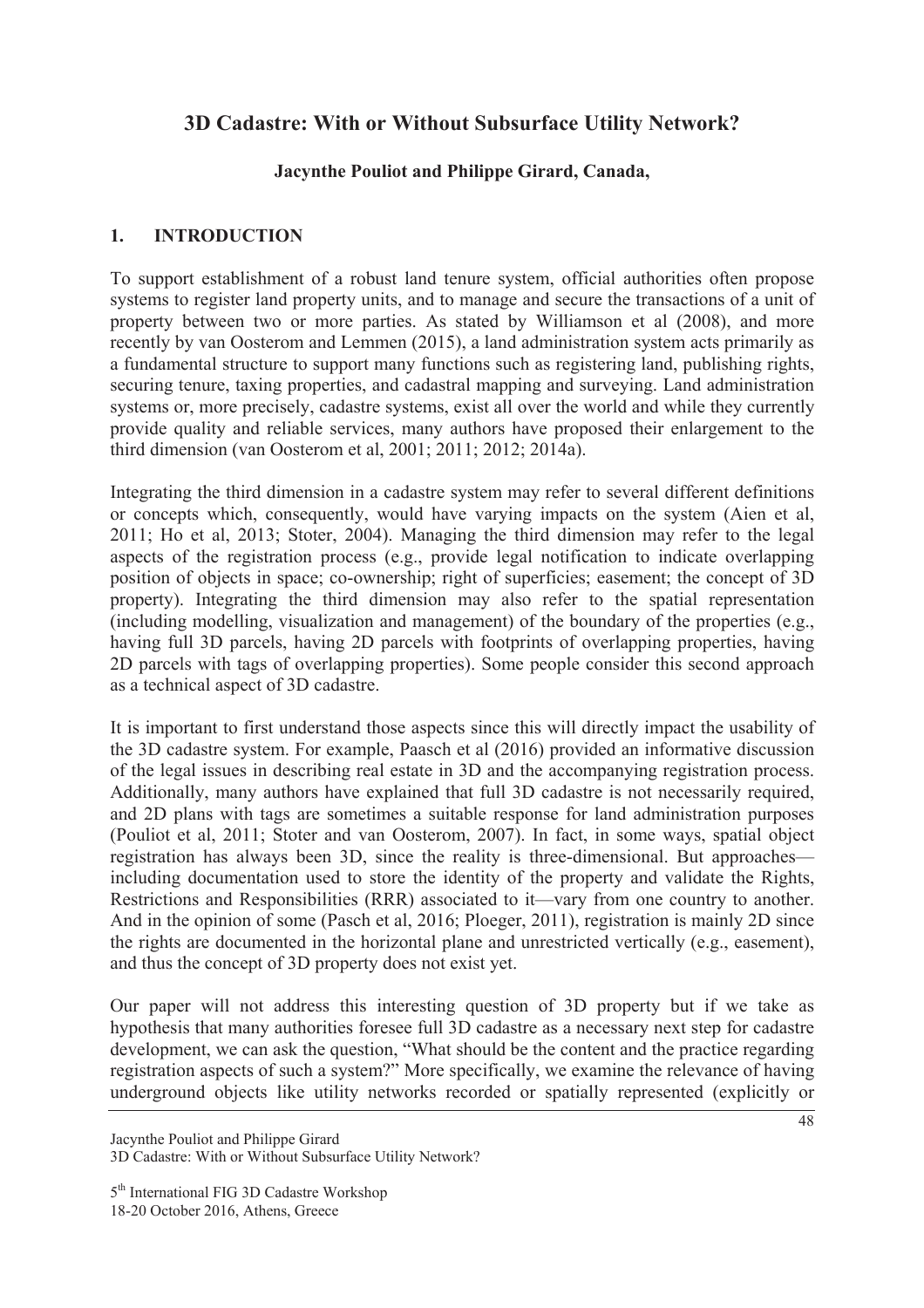# 3D Cadastre: With or Without Subsurface Utility Network?

**Jacynthe Pouliot and Philippe Girard, Canada,**

## 1. INTRODUCTION

To support establishment of a robust land tenure system, official authorities often propose systems to register land property units, and to manage and secure the transactions of a unit of property between two or more parties. As stated by Williamson et al (2008), and more recently by van Oosterom and Lemmen (2015), a land administration system acts primarily as a fundamental structure to support many functions such as registering land, publishing rights, securing tenure, taxing properties, and cadastral mapping and surveying. Land administration systems or, more precisely, cadastre systems, exist all over the world and while they currently provide quality and reliable services, many authors have proposed their enlargement to the third dimension (van Oosterom et al, 2001; 2011; 2012; 2014a).

Integrating the third dimension in a cadastre system may refer to several different definitions or concepts which, consequently, would have varying impacts on the system (Aien et al, 2011; Ho et al, 2013; Stoter, 2004). Managing the third dimension may refer to the legal aspects of the registration process (e.g., provide legal notification to indicate overlapping position of objects in space; co-ownership; right of superficies; easement; the concept of 3D property). Integrating the third dimension may also refer to the spatial representation (including modelling, visualization and management) of the boundary of the properties (e.g., having full 3D parcels, having 2D parcels with footprints of overlapping properties, having 2D parcels with tags of overlapping properties). Some people consider this second approach as a technical aspect of 3D cadastre.

It is important to first understand those aspects since this will directly impact the usability of the 3D cadastre system. For example, Paasch et al (2016) provided an informative discussion of the legal issues in describing real estate in 3D and the accompanying registration process. Additionally, many authors have explained that full 3D cadastre is not necessarily required, and 2D plans with tags are sometimes a suitable response for land administration purposes (Pouliot et al, 2011; Stoter and van Oosterom, 2007). In fact, in some ways, spatial object registration has always been 3D, since the reality is three-dimensional. But approaches—including documentation used to store the identity of the property and validate the Rights, Restrictions and Responsibilities (RRR) associated to it—vary from one country to another. And in the opinion of some (Pasch et al, 2016; Ploeger, 2011), registration is mainly 2D since the rights are documented in the horizontal plane and unrestricted vertically (e.g., easement), and thus the concept of 3D property does not exist yet.

Our paper will not address this interesting question of 3D property but if we take as hypothesis that many authorities foresee full 3D cadastre as a necessary next step for cadastre development, we can ask the question, "What should be the content and the practice regarding registration aspects of such a system?" More specifically, we examine the relevance of having underground objects like utility networks recorded or spatially represented (explicitly or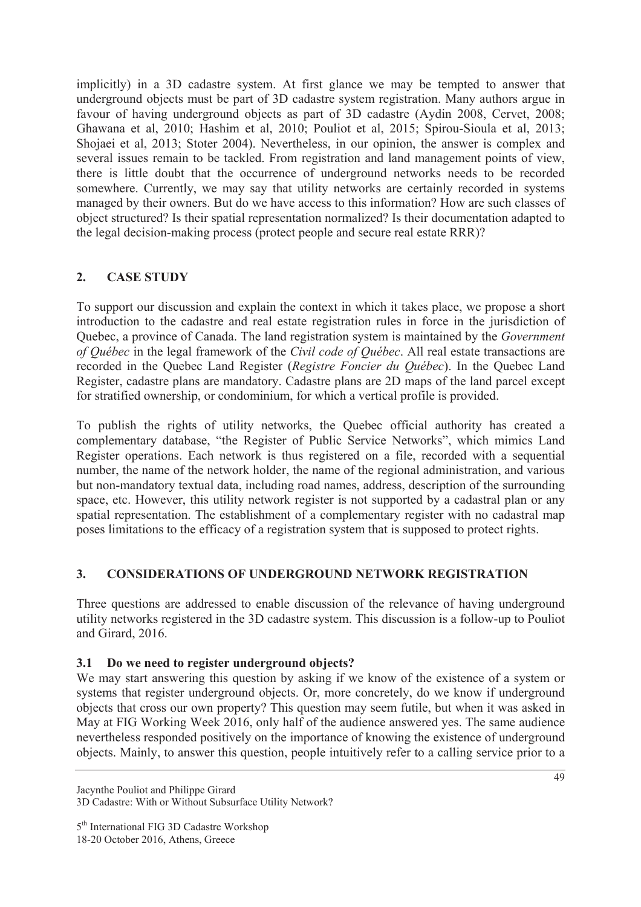implicitly) in a 3D cadastre system. At first glance we may be tempted to answer that underground objects must be part of 3D cadastre system registration. Many authors argue in favour of having underground objects as part of 3D cadastre (Aydin 2008, Cervet, 2008; Ghawana et al, 2010; Hashim et al, 2010; Pouliot et al, 2015; Spirou-Sioula et al, 2013; Shojaei et al, 2013; Stoter 2004). Nevertheless, in our opinion, the answer is complex and several issues remain to be tackled. From registration and land management points of view, there is little doubt that the occurrence of underground networks needs to be recorded somewhere. Currently, we may say that utility networks are certainly recorded in systems managed by their owners. But do we have access to this information? How are such classes of object structured? Is their spatial representation normalized? Is their documentation adapted to the legal decision-making process (protect people and secure real estate RRR)?

## 2. CASE STUDY

To support our discussion and explain the context in which it takes place, we propose a short introduction to the cadastre and real estate registration rules in force in the jurisdiction of Quebec, a province of Canada. The land registration system is maintained by the *Government of Québec* in the legal framework of the *Civil code of Québec*. All real estate transactions are recorded in the Quebec Land Register (*Registre Foncier du Québec*). In the Quebec Land Register, cadastre plans are mandatory. Cadastre plans are 2D maps of the land parcel except for stratified ownership, or condominium, for which a vertical profile is provided.

To publish the rights of utility networks, the Quebec official authority has created a complementary database, "the Register of Public Service Networks", which mimics Land Register operations. Each network is thus registered on a file, recorded with a sequential number, the name of the network holder, the name of the regional administration, and various but non-mandatory textual data, including road names, address, description of the surrounding space, etc. However, this utility network register is not supported by a cadastral plan or any spatial representation. The establishment of a complementary register with no cadastral map poses limitations to the efficacy of a registration system that is supposed to protect rights.

## 3. CONSIDERATIONS OF UNDERGROUND NETWORK REGISTRATION

Three questions are addressed to enable discussion of the relevance of having underground utility networks registered in the 3D cadastre system. This discussion is a follow-up to Pouliot and Girard, 2016.

### 3.1 Do we need to register underground objects?

We may start answering this question by asking if we know of the existence of a system or systems that register underground objects. Or, more concretely, do we know if underground objects that cross our own property? This question may seem futile, but when it was asked in May at FIG Working Week 2016, only half of the audience answered yes. The same audience nevertheless responded positively on the importance of knowing the existence of underground objects. Mainly, to answer this question, people intuitively refer to a calling service prior to a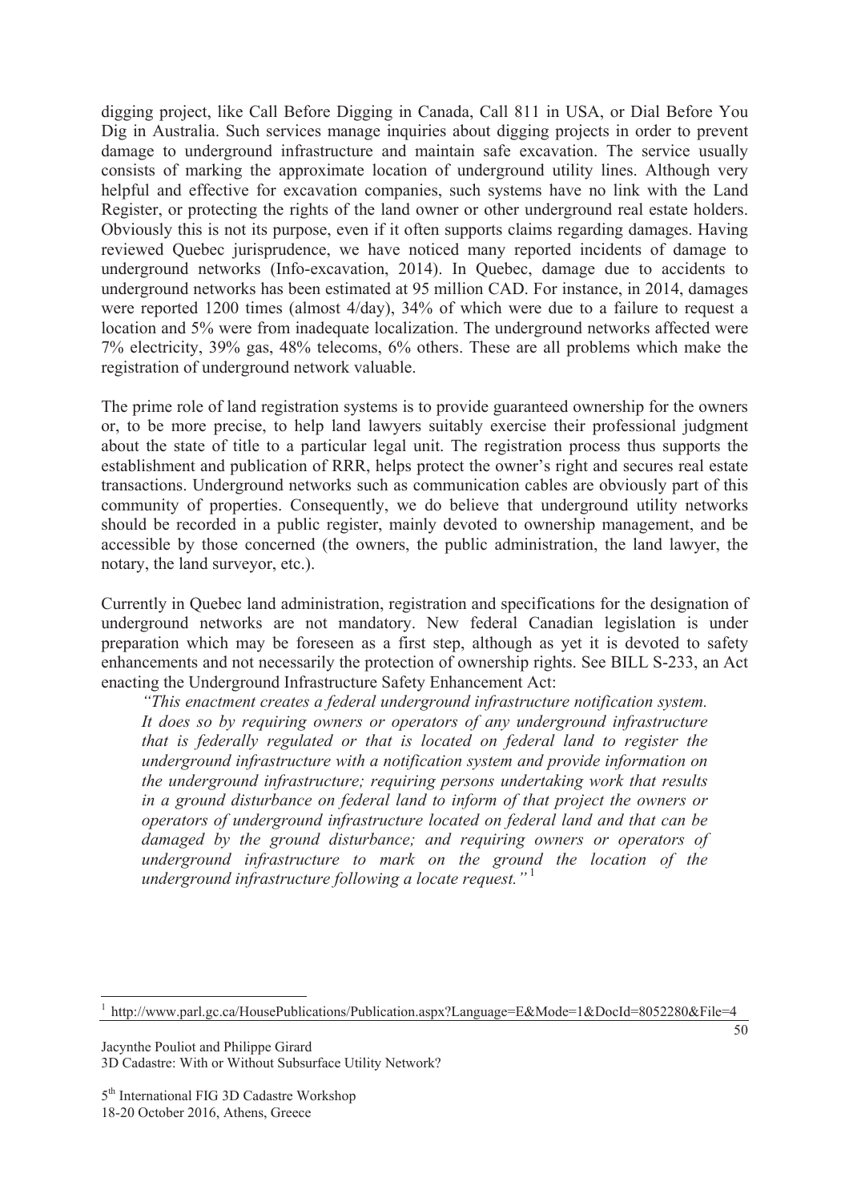digging project, like Call Before Digging in Canada, Call 811 in USA, or Dial Before You Dig in Australia. Such services manage inquiries about digging projects in order to prevent damage to underground infrastructure and maintain safe excavation. The service usually consists of marking the approximate location of underground utility lines. Although very helpful and effective for excavation companies, such systems have no link with the Land Register, or protecting the rights of the land owner or other underground real estate holders. Obviously this is not its purpose, even if it often supports claims regarding damages. Having reviewed Quebec jurisprudence, we have noticed many reported incidents of damage to underground networks (Info-excavation, 2014). In Quebec, damage due to accidents to underground networks has been estimated at 95 million CAD. For instance, in 2014, damages were reported 1200 times (almost 4/day), 34% of which were due to a failure to request a location and 5% were from inadequate localization. The underground networks affected were 7% electricity, 39% gas, 48% telecoms, 6% others. These are all problems which make the registration of underground network valuable.

The prime role of land registration systems is to provide guaranteed ownership for the owners or, to be more precise, to help land lawyers suitably exercise their professional judgment about the state of title to a particular legal unit. The registration process thus supports the establishment and publication of RRR, helps protect the owner's right and secures real estate transactions. Underground networks such as communication cables are obviously part of this community of properties. Consequently, we do believe that underground utility networks should be recorded in a public register, mainly devoted to ownership management, and be accessible by those concerned (the owners, the public administration, the land lawyer, the notary, the land surveyor, etc.).

Currently in Quebec land administration, registration and specifications for the designation of underground networks are not mandatory. New federal Canadian legislation is under preparation which may be foreseen as a first step, although as yet it is devoted to safety enhancements and not necessarily the protection of ownership rights. See BILL S-233, an Act enacting the Underground Infrastructure Safety Enhancement Act:

> *"This enactment creates a federal underground infrastructure notification system. It does so by requiring owners or operators of any underground infrastructure that is federally regulated or that is located on federal land to register the underground infrastructure with a notification system and provide information on the underground infrastructure; requiring persons undertaking work that results in a ground disturbance on federal land to inform of that project the owners or operators of underground infrastructure located on federal land and that can be damaged by the ground disturbance; and requiring owners or operators of underground infrastructure to mark on the ground the location of the underground infrastructure following a locate request."* [1]

[1] http://www.parl.gc.ca/HousePublications/Publication.aspx?Language=E&Mode=1&DocId=8052280&File=4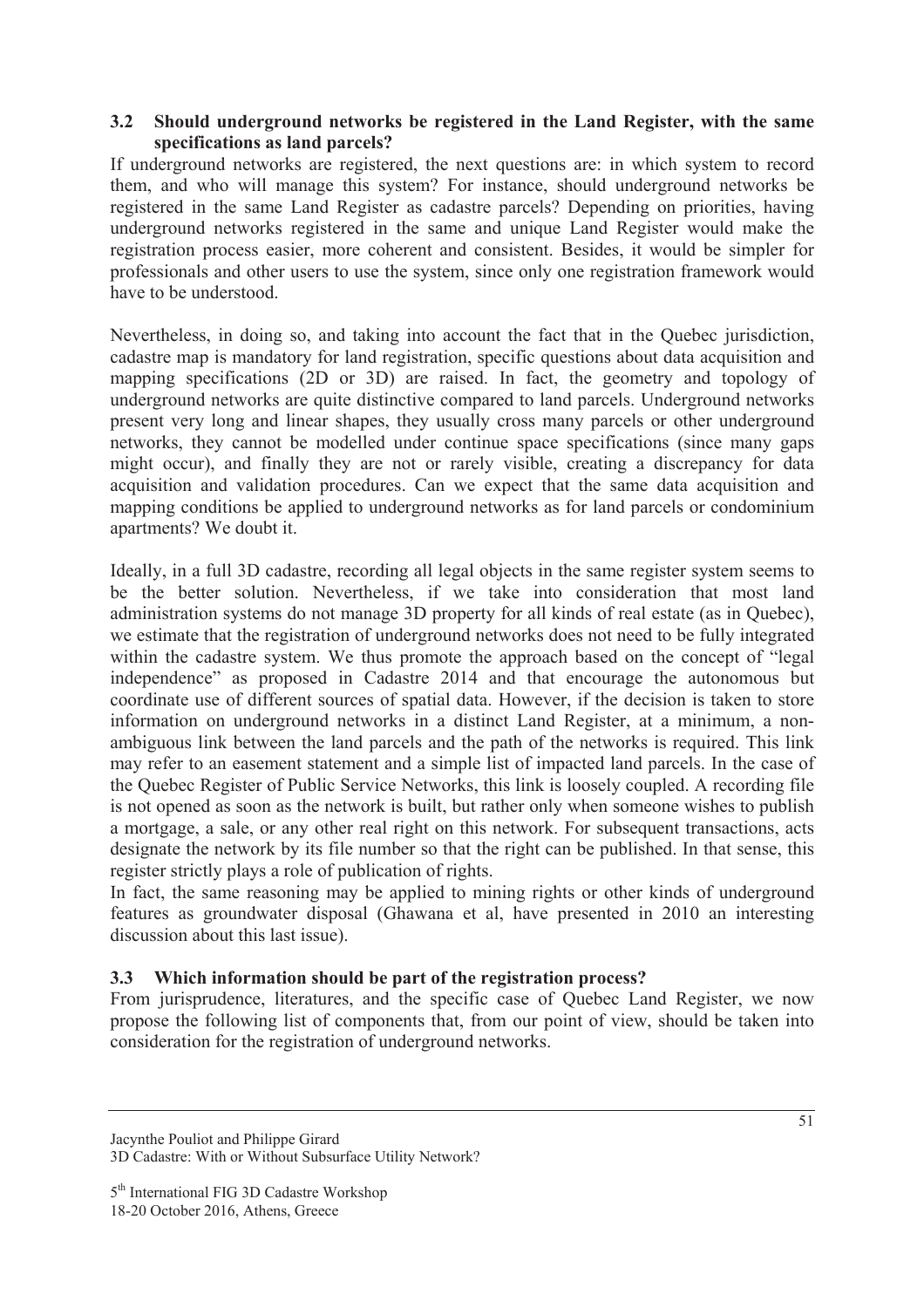### 3.2 Should underground networks be registered in the Land Register, with the same specifications as land parcels?

If underground networks are registered, the next questions are: in which system to record them, and who will manage this system? For instance, should underground networks be registered in the same Land Register as cadastre parcels? Depending on priorities, having underground networks registered in the same and unique Land Register would make the registration process easier, more coherent and consistent. Besides, it would be simpler for professionals and other users to use the system, since only one registration framework would have to be understood.

Nevertheless, in doing so, and taking into account the fact that in the Quebec jurisdiction, cadastre map is mandatory for land registration, specific questions about data acquisition and mapping specifications (2D or 3D) are raised. In fact, the geometry and topology of underground networks are quite distinctive compared to land parcels. Underground networks present very long and linear shapes, they usually cross many parcels or other underground networks, they cannot be modelled under continue space specifications (since many gaps might occur), and finally they are not or rarely visible, creating a discrepancy for data acquisition and validation procedures. Can we expect that the same data acquisition and mapping conditions be applied to underground networks as for land parcels or condominium apartments? We doubt it.

Ideally, in a full 3D cadastre, recording all legal objects in the same register system seems to be the better solution. Nevertheless, if we take into consideration that most land administration systems do not manage 3D property for all kinds of real estate (as in Quebec), we estimate that the registration of underground networks does not need to be fully integrated within the cadastre system. We thus promote the approach based on the concept of "legal independence" as proposed in Cadastre 2014 and that encourage the autonomous but coordinate use of different sources of spatial data. However, if the decision is taken to store information on underground networks in a distinct Land Register, at a minimum, a non-ambiguous link between the land parcels and the path of the networks is required. This link may refer to an easement statement and a simple list of impacted land parcels. In the case of the Quebec Register of Public Service Networks, this link is loosely coupled. A recording file is not opened as soon as the network is built, but rather only when someone wishes to publish a mortgage, a sale, or any other real right on this network. For subsequent transactions, acts designate the network by its file number so that the right can be published. In that sense, this register strictly plays a role of publication of rights.

In fact, the same reasoning may be applied to mining rights or other kinds of underground features as groundwater disposal (Ghawana et al, have presented in 2010 an interesting discussion about this last issue).

### 3.3 Which information should be part of the registration process?

From jurisprudence, literatures, and the specific case of Quebec Land Register, we now propose the following list of components that, from our point of view, should be taken into consideration for the registration of underground networks.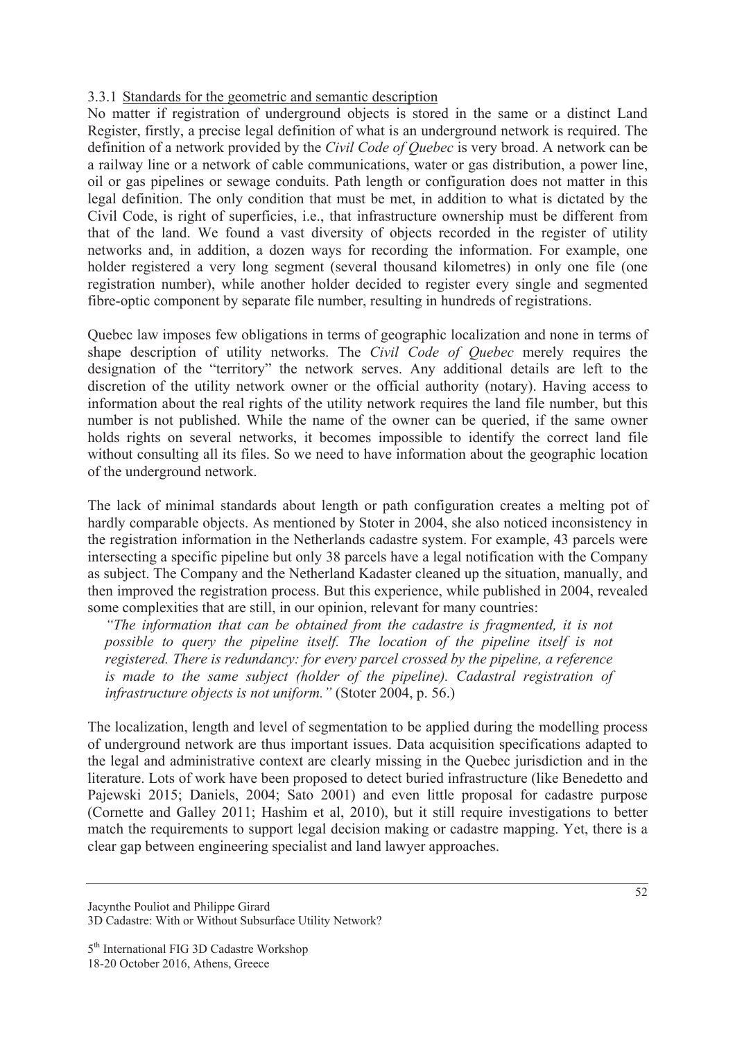### 3.3.1 Standards for the geometric and semantic description

No matter if registration of underground objects is stored in the same or a distinct Land Register, firstly, a precise legal definition of what is an underground network is required. The definition of a network provided by the *Civil Code of Quebec* is very broad. A network can be a railway line or a network of cable communications, water or gas distribution, a power line, oil or gas pipelines or sewage conduits. Path length or configuration does not matter in this legal definition. The only condition that must be met, in addition to what is dictated by the Civil Code, is right of superficies, i.e., that infrastructure ownership must be different from that of the land. We found a vast diversity of objects recorded in the register of utility networks and, in addition, a dozen ways for recording the information. For example, one holder registered a very long segment (several thousand kilometres) in only one file (one registration number), while another holder decided to register every single and segmented fibre-optic component by separate file number, resulting in hundreds of registrations.

Quebec law imposes few obligations in terms of geographic localization and none in terms of shape description of utility networks. The *Civil Code of Quebec* merely requires the designation of the "territory" the network serves. Any additional details are left to the discretion of the utility network owner or the official authority (notary). Having access to information about the real rights of the utility network requires the land file number, but this number is not published. While the name of the owner can be queried, if the same owner holds rights on several networks, it becomes impossible to identify the correct land file without consulting all its files. So we need to have information about the geographic location of the underground network.

The lack of minimal standards about length or path configuration creates a melting pot of hardly comparable objects. As mentioned by Stoter in 2004, she also noticed inconsistency in the registration information in the Netherlands cadastre system. For example, 43 parcels were intersecting a specific pipeline but only 38 parcels have a legal notification with the Company as subject. The Company and the Netherland Kadaster cleaned up the situation, manually, and then improved the registration process. But this experience, while published in 2004, revealed some complexities that are still, in our opinion, relevant for many countries:

> *"The information that can be obtained from the cadastre is fragmented, it is not possible to query the pipeline itself. The location of the pipeline itself is not registered. There is redundancy: for every parcel crossed by the pipeline, a reference is made to the same subject (holder of the pipeline). Cadastral registration of infrastructure objects is not uniform."* (Stoter 2004, p. 56.)

The localization, length and level of segmentation to be applied during the modelling process of underground network are thus important issues. Data acquisition specifications adapted to the legal and administrative context are clearly missing in the Quebec jurisdiction and in the literature. Lots of work have been proposed to detect buried infrastructure (like Benedetto and Pajewski 2015; Daniels, 2004; Sato 2001) and even little proposal for cadastre purpose (Cornette and Galley 2011; Hashim et al, 2010), but it still require investigations to better match the requirements to support legal decision making or cadastre mapping. Yet, there is a clear gap between engineering specialist and land lawyer approaches.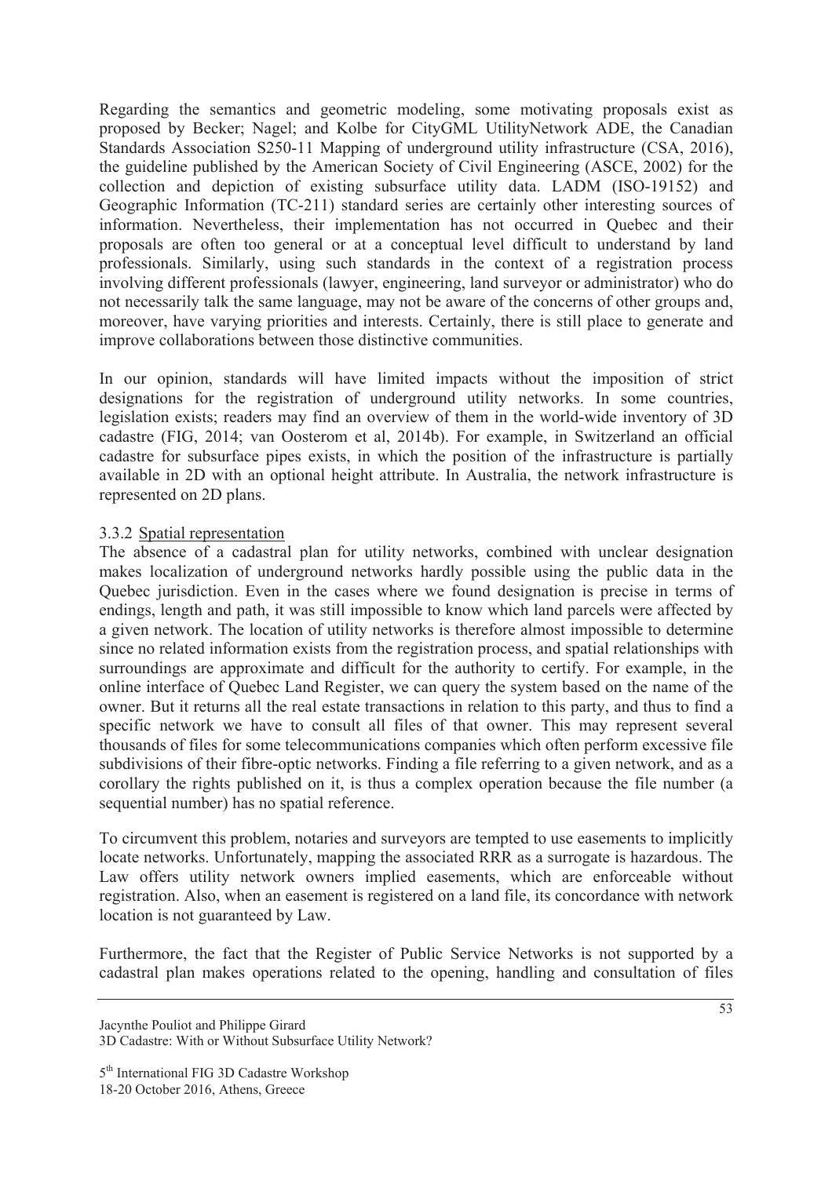Regarding the semantics and geometric modeling, some motivating proposals exist as proposed by Becker; Nagel; and Kolbe for CityGML UtilityNetwork ADE, the Canadian Standards Association S250-11 Mapping of underground utility infrastructure (CSA, 2016), the guideline published by the American Society of Civil Engineering (ASCE, 2002) for the collection and depiction of existing subsurface utility data. LADM (ISO-19152) and Geographic Information (TC-211) standard series are certainly other interesting sources of information. Nevertheless, their implementation has not occurred in Quebec and their proposals are often too general or at a conceptual level difficult to understand by land professionals. Similarly, using such standards in the context of a registration process involving different professionals (lawyer, engineering, land surveyor or administrator) who do not necessarily talk the same language, may not be aware of the concerns of other groups and, moreover, have varying priorities and interests. Certainly, there is still place to generate and improve collaborations between those distinctive communities.

In our opinion, standards will have limited impacts without the imposition of strict designations for the registration of underground utility networks. In some countries, legislation exists; readers may find an overview of them in the world-wide inventory of 3D cadastre (FIG, 2014; van Oosterom et al, 2014b). For example, in Switzerland an official cadastre for subsurface pipes exists, in which the position of the infrastructure is partially available in 2D with an optional height attribute. In Australia, the network infrastructure is represented on 2D plans.

#### 3.3.2 Spatial representation

The absence of a cadastral plan for utility networks, combined with unclear designation makes localization of underground networks hardly possible using the public data in the Quebec jurisdiction. Even in the cases where we found designation is precise in terms of endings, length and path, it was still impossible to know which land parcels were affected by a given network. The location of utility networks is therefore almost impossible to determine since no related information exists from the registration process, and spatial relationships with surroundings are approximate and difficult for the authority to certify. For example, in the online interface of Quebec Land Register, we can query the system based on the name of the owner. But it returns all the real estate transactions in relation to this party, and thus to find a specific network we have to consult all files of that owner. This may represent several thousands of files for some telecommunications companies which often perform excessive file subdivisions of their fibre-optic networks. Finding a file referring to a given network, and as a corollary the rights published on it, is thus a complex operation because the file number (a sequential number) has no spatial reference.

To circumvent this problem, notaries and surveyors are tempted to use easements to implicitly locate networks. Unfortunately, mapping the associated RRR as a surrogate is hazardous. The Law offers utility network owners implied easements, which are enforceable without registration. Also, when an easement is registered on a land file, its concordance with network location is not guaranteed by Law.

Furthermore, the fact that the Register of Public Service Networks is not supported by a cadastral plan makes operations related to the opening, handling and consultation of files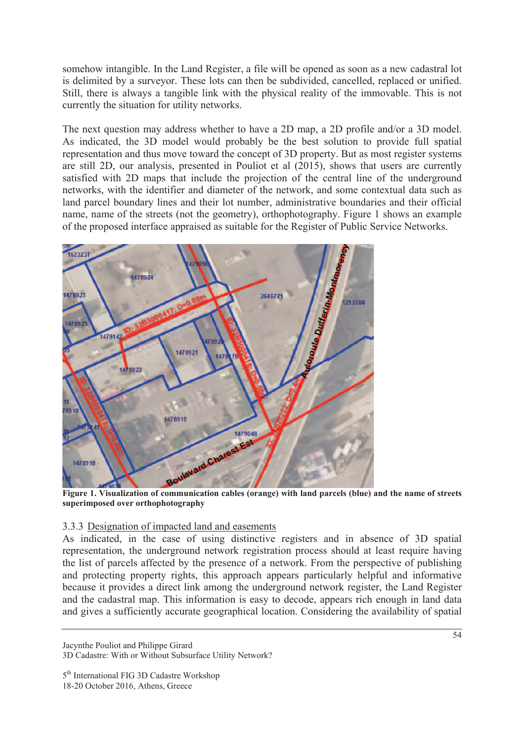somehow intangible. In the Land Register, a file will be opened as soon as a new cadastral lot is delimited by a surveyor. These lots can then be subdivided, cancelled, replaced or unified. Still, there is always a tangible link with the physical reality of the immovable. This is not currently the situation for utility networks.

The next question may address whether to have a 2D map, a 2D profile and/or a 3D model. As indicated, the 3D model would probably be the best solution to provide full spatial representation and thus move toward the concept of 3D property. But as most register systems are still 2D, our analysis, presented in Pouliot et al (2015), shows that users are currently satisfied with 2D maps that include the projection of the central line of the underground networks, with the identifier and diameter of the network, and some contextual data such as land parcel boundary lines and their lot number, administrative boundaries and their official name, name of the streets (not the geometry), orthophotography. Figure 1 shows an example of the proposed interface appraised as suitable for the Register of Public Service Networks.

**Figure 1. Visualization of communication cables (orange) with land parcels (blue) and the name of streets superimposed over orthophotography**

### 3.3.3 Designation of impacted land and easements

As indicated, in the case of using distinctive registers and in absence of 3D spatial representation, the underground network registration process should at least require having the list of parcels affected by the presence of a network. From the perspective of publishing and protecting property rights, this approach appears particularly helpful and informative because it provides a direct link among the underground network register, the Land Register and the cadastral map. This information is easy to decode, appears rich enough in land data and gives a sufficiently accurate geographical location. Considering the availability of spatial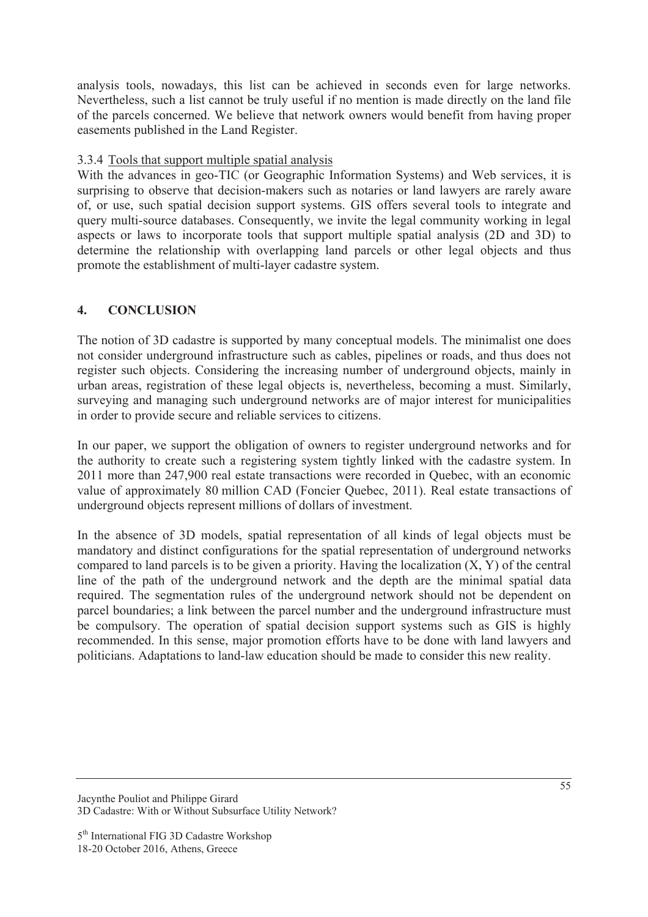analysis tools, nowadays, this list can be achieved in seconds even for large networks. Nevertheless, such a list cannot be truly useful if no mention is made directly on the land file of the parcels concerned. We believe that network owners would benefit from having proper easements published in the Land Register.

#### 3.3.4 Tools that support multiple spatial analysis

With the advances in geo-TIC (or Geographic Information Systems) and Web services, it is surprising to observe that decision-makers such as notaries or land lawyers are rarely aware of, or use, such spatial decision support systems. GIS offers several tools to integrate and query multi-source databases. Consequently, we invite the legal community working in legal aspects or laws to incorporate tools that support multiple spatial analysis (2D and 3D) to determine the relationship with overlapping land parcels or other legal objects and thus promote the establishment of multi-layer cadastre system.

## 4. CONCLUSION

The notion of 3D cadastre is supported by many conceptual models. The minimalist one does not consider underground infrastructure such as cables, pipelines or roads, and thus does not register such objects. Considering the increasing number of underground objects, mainly in urban areas, registration of these legal objects is, nevertheless, becoming a must. Similarly, surveying and managing such underground networks are of major interest for municipalities in order to provide secure and reliable services to citizens.

In our paper, we support the obligation of owners to register underground networks and for the authority to create such a registering system tightly linked with the cadastre system. In 2011 more than 247,900 real estate transactions were recorded in Quebec, with an economic value of approximately 80 million CAD (Foncier Quebec, 2011). Real estate transactions of underground objects represent millions of dollars of investment.

In the absence of 3D models, spatial representation of all kinds of legal objects must be mandatory and distinct configurations for the spatial representation of underground networks compared to land parcels is to be given a priority. Having the localization (X, Y) of the central line of the path of the underground network and the depth are the minimal spatial data required. The segmentation rules of the underground network should not be dependent on parcel boundaries; a link between the parcel number and the underground infrastructure must be compulsory. The operation of spatial decision support systems such as GIS is highly recommended. In this sense, major promotion efforts have to be done with land lawyers and politicians. Adaptations to land-law education should be made to consider this new reality.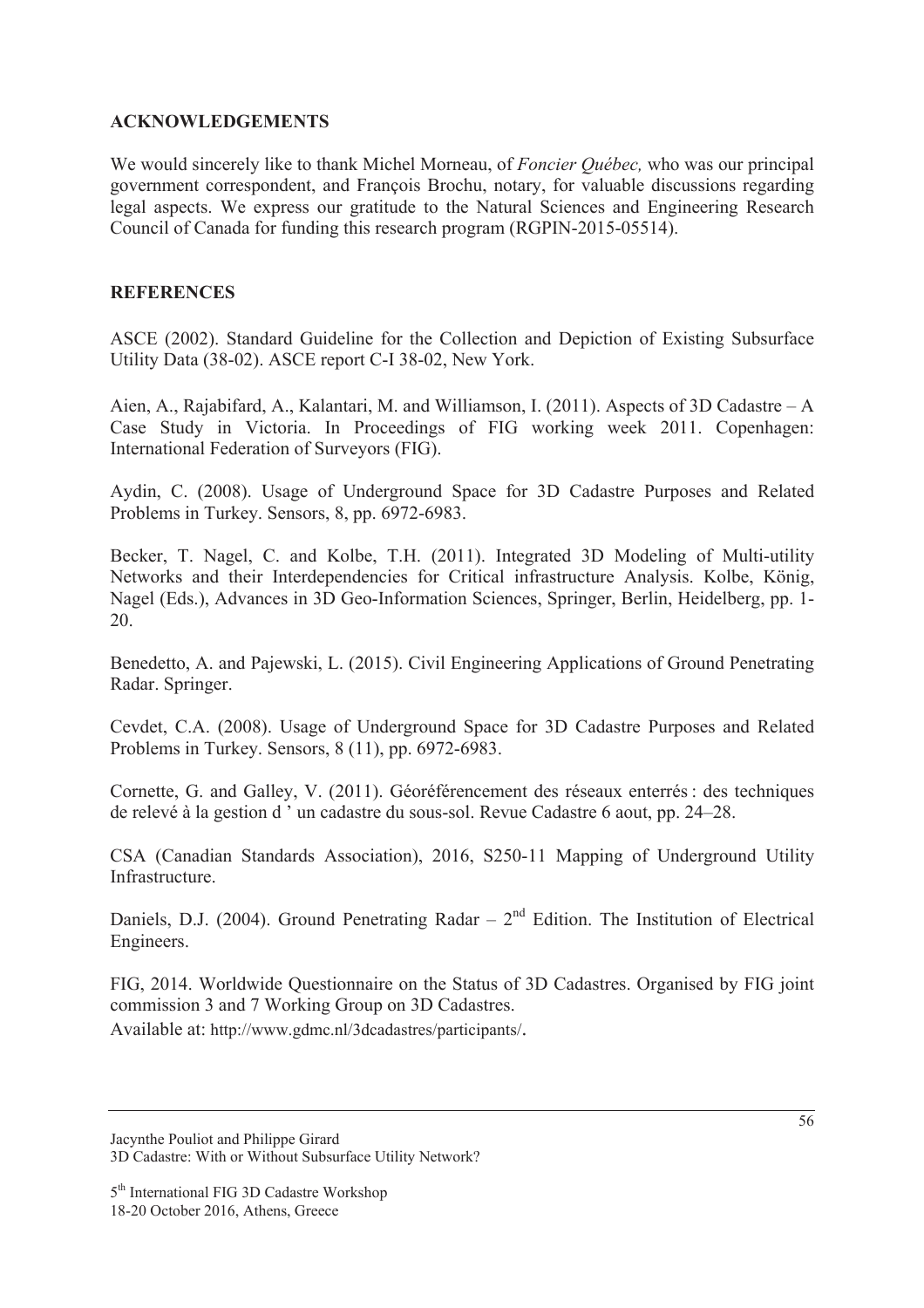## ACKNOWLEDGEMENTS

We would sincerely like to thank Michel Morneau, of *Foncier Québec,* who was our principal government correspondent, and François Brochu, notary, for valuable discussions regarding legal aspects. We express our gratitude to the Natural Sciences and Engineering Research Council of Canada for funding this research program (RGPIN-2015-05514).

## REFERENCES

ASCE (2002). Standard Guideline for the Collection and Depiction of Existing Subsurface Utility Data (38-02). ASCE report C-I 38-02, New York.

Aien, A., Rajabifard, A., Kalantari, M. and Williamson, I. (2011). Aspects of 3D Cadastre – A Case Study in Victoria. In Proceedings of FIG working week 2011. Copenhagen: International Federation of Surveyors (FIG).

Aydin, C. (2008). Usage of Underground Space for 3D Cadastre Purposes and Related Problems in Turkey. Sensors, 8, pp. 6972-6983.

Becker, T. Nagel, C. and Kolbe, T.H. (2011). Integrated 3D Modeling of Multi-utility Networks and their Interdependencies for Critical infrastructure Analysis. Kolbe, König, Nagel (Eds.), Advances in 3D Geo-Information Sciences, Springer, Berlin, Heidelberg, pp. 1-20.

Benedetto, A. and Pajewski, L. (2015). Civil Engineering Applications of Ground Penetrating Radar. Springer.

Cevdet, C.A. (2008). Usage of Underground Space for 3D Cadastre Purposes and Related Problems in Turkey. Sensors, 8 (11), pp. 6972-6983.

Cornette, G. and Galley, V. (2011). Géoréférencement des réseaux enterrés : des techniques de relevé à la gestion d ' un cadastre du sous-sol. Revue Cadastre 6 aout, pp. 24–28.

CSA (Canadian Standards Association), 2016, S250-11 Mapping of Underground Utility Infrastructure.

Daniels, D.J. (2004). Ground Penetrating Radar – 2nd Edition. The Institution of Electrical Engineers.

FIG, 2014. Worldwide Questionnaire on the Status of 3D Cadastres. Organised by FIG joint commission 3 and 7 Working Group on 3D Cadastres.
Available at: http://www.gdmc.nl/3dcadastres/participants/.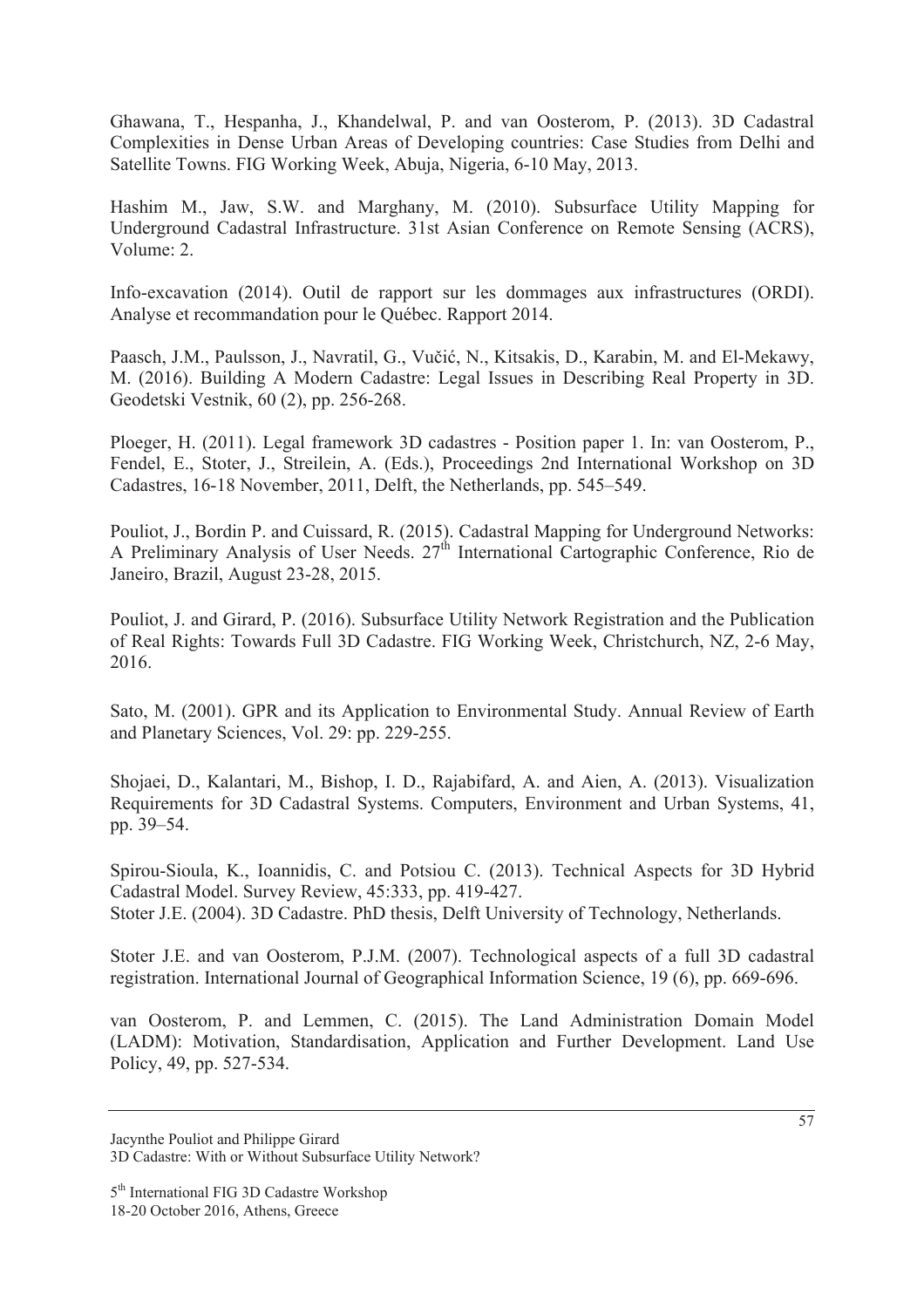Ghawana, T., Hespanha, J., Khandelwal, P. and van Oosterom, P. (2013). 3D Cadastral Complexities in Dense Urban Areas of Developing countries: Case Studies from Delhi and Satellite Towns. FIG Working Week, Abuja, Nigeria, 6-10 May, 2013.

Hashim M., Jaw, S.W. and Marghany, M. (2010). Subsurface Utility Mapping for Underground Cadastral Infrastructure. 31st Asian Conference on Remote Sensing (ACRS), Volume: 2.

Info-excavation (2014). Outil de rapport sur les dommages aux infrastructures (ORDI). Analyse et recommandation pour le Québec. Rapport 2014.

Paasch, J.M., Paulsson, J., Navratil, G., Vučić, N., Kitsakis, D., Karabin, M. and El-Mekawy, M. (2016). Building A Modern Cadastre: Legal Issues in Describing Real Property in 3D. Geodetski Vestnik, 60 (2), pp. 256-268.

Ploeger, H. (2011). Legal framework 3D cadastres - Position paper 1. In: van Oosterom, P., Fendel, E., Stoter, J., Streilein, A. (Eds.), Proceedings 2nd International Workshop on 3D Cadastres, 16-18 November, 2011, Delft, the Netherlands, pp. 545–549.

Pouliot, J., Bordin P. and Cuissard, R. (2015). Cadastral Mapping for Underground Networks: A Preliminary Analysis of User Needs. 27th International Cartographic Conference, Rio de Janeiro, Brazil, August 23-28, 2015.

Pouliot, J. and Girard, P. (2016). Subsurface Utility Network Registration and the Publication of Real Rights: Towards Full 3D Cadastre. FIG Working Week, Christchurch, NZ, 2-6 May, 2016.

Sato, M. (2001). GPR and its Application to Environmental Study. Annual Review of Earth and Planetary Sciences, Vol. 29: pp. 229-255.

Shojaei, D., Kalantari, M., Bishop, I. D., Rajabifard, A. and Aien, A. (2013). Visualization Requirements for 3D Cadastral Systems. Computers, Environment and Urban Systems, 41, pp. 39–54.

Spirou-Sioula, K., Ioannidis, C. and Potsiou C. (2013). Technical Aspects for 3D Hybrid Cadastral Model. Survey Review, 45:333, pp. 419-427.

Stoter J.E. (2004). 3D Cadastre. PhD thesis, Delft University of Technology, Netherlands.

Stoter J.E. and van Oosterom, P.J.M. (2007). Technological aspects of a full 3D cadastral registration. International Journal of Geographical Information Science, 19 (6), pp. 669-696.

van Oosterom, P. and Lemmen, C. (2015). The Land Administration Domain Model (LADM): Motivation, Standardisation, Application and Further Development. Land Use Policy, 49, pp. 527-534.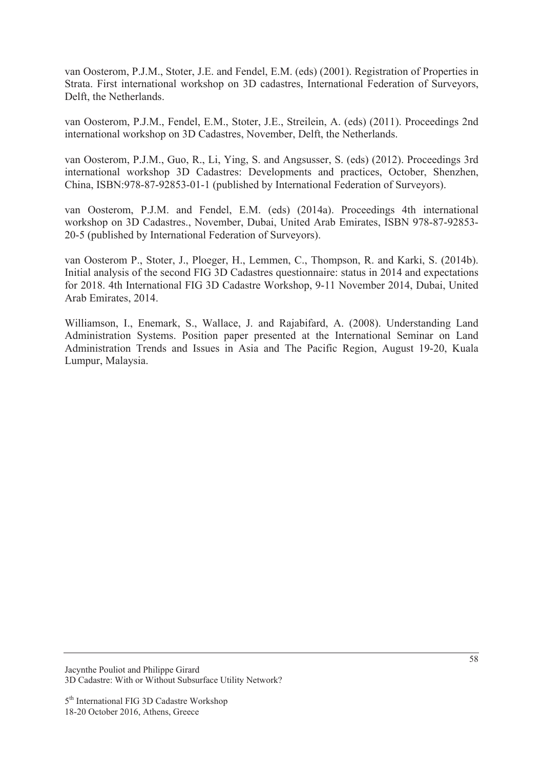van Oosterom, P.J.M., Stoter, J.E. and Fendel, E.M. (eds) (2001). Registration of Properties in Strata. First international workshop on 3D cadastres, International Federation of Surveyors, Delft, the Netherlands.

van Oosterom, P.J.M., Fendel, E.M., Stoter, J.E., Streilein, A. (eds) (2011). Proceedings 2nd international workshop on 3D Cadastres, November, Delft, the Netherlands.

van Oosterom, P.J.M., Guo, R., Li, Ying, S. and Angsusser, S. (eds) (2012). Proceedings 3rd international workshop 3D Cadastres: Developments and practices, October, Shenzhen, China, ISBN:978-87-92853-01-1 (published by International Federation of Surveyors).

van Oosterom, P.J.M. and Fendel, E.M. (eds) (2014a). Proceedings 4th international workshop on 3D Cadastres., November, Dubai, United Arab Emirates, ISBN 978-87-92853-20-5 (published by International Federation of Surveyors).

van Oosterom P., Stoter, J., Ploeger, H., Lemmen, C., Thompson, R. and Karki, S. (2014b). Initial analysis of the second FIG 3D Cadastres questionnaire: status in 2014 and expectations for 2018. 4th International FIG 3D Cadastre Workshop, 9-11 November 2014, Dubai, United Arab Emirates, 2014.

Williamson, I., Enemark, S., Wallace, J. and Rajabifard, A. (2008). Understanding Land Administration Systems. Position paper presented at the International Seminar on Land Administration Trends and Issues in Asia and The Pacific Region, August 19-20, Kuala Lumpur, Malaysia.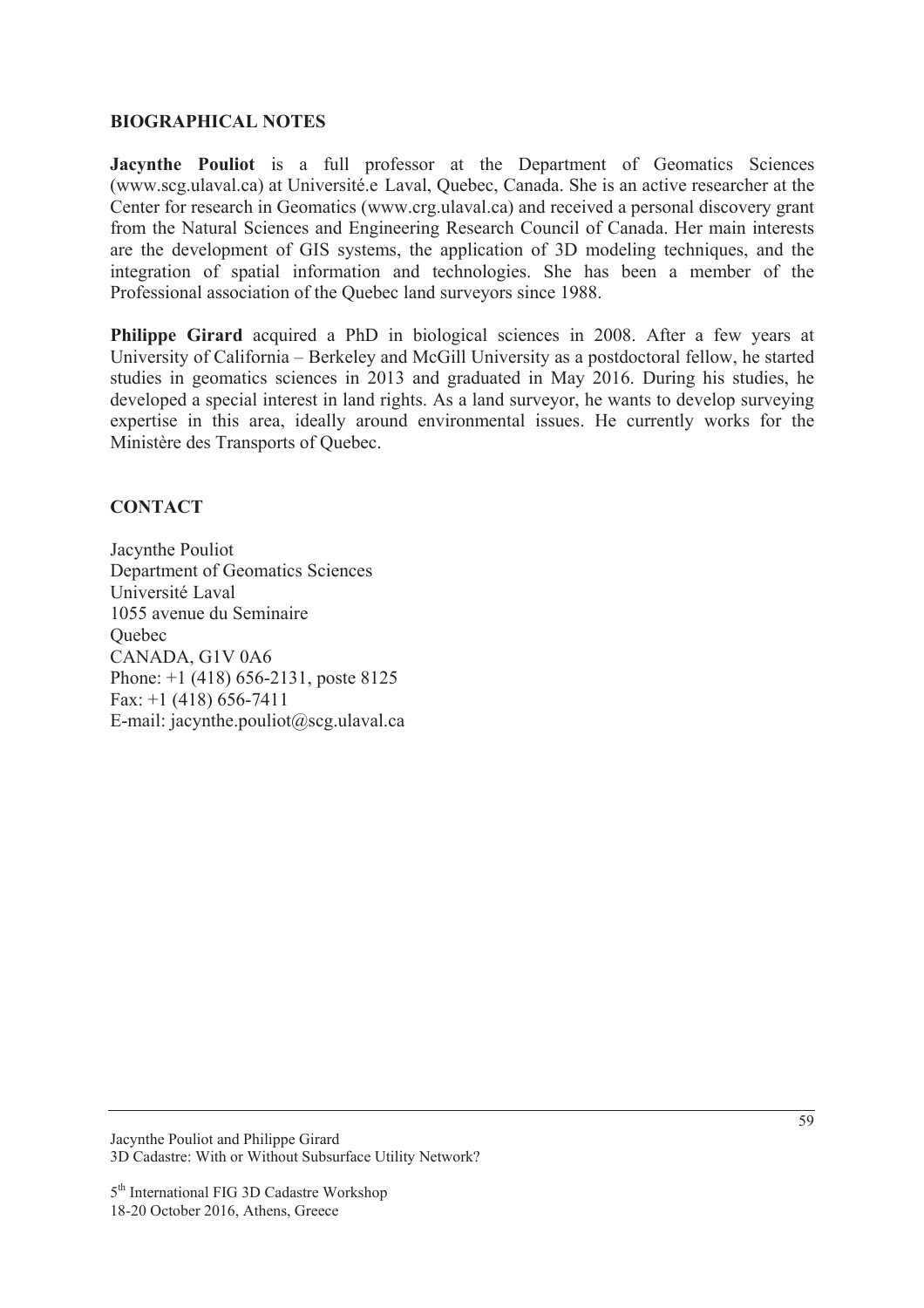## BIOGRAPHICAL NOTES

**Jacynthe Pouliot** is a full professor at the Department of Geomatics Sciences (www.scg.ulaval.ca) at Université.e Laval, Quebec, Canada. She is an active researcher at the Center for research in Geomatics (www.crg.ulaval.ca) and received a personal discovery grant from the Natural Sciences and Engineering Research Council of Canada. Her main interests are the development of GIS systems, the application of 3D modeling techniques, and the integration of spatial information and technologies. She has been a member of the Professional association of the Quebec land surveyors since 1988.

**Philippe Girard** acquired a PhD in biological sciences in 2008. After a few years at University of California – Berkeley and McGill University as a postdoctoral fellow, he started studies in geomatics sciences in 2013 and graduated in May 2016. During his studies, he developed a special interest in land rights. As a land surveyor, he wants to develop surveying expertise in this area, ideally around environmental issues. He currently works for the Ministère des Transports of Quebec.

## CONTACT

Jacynthe Pouliot
Department of Geomatics Sciences
Université Laval
1055 avenue du Seminaire
Quebec
CANADA, G1V 0A6
Phone: +1 (418) 656-2131, poste 8125
Fax: +1 (418) 656-7411
E-mail: jacynthe.pouliot@scg.ulaval.ca